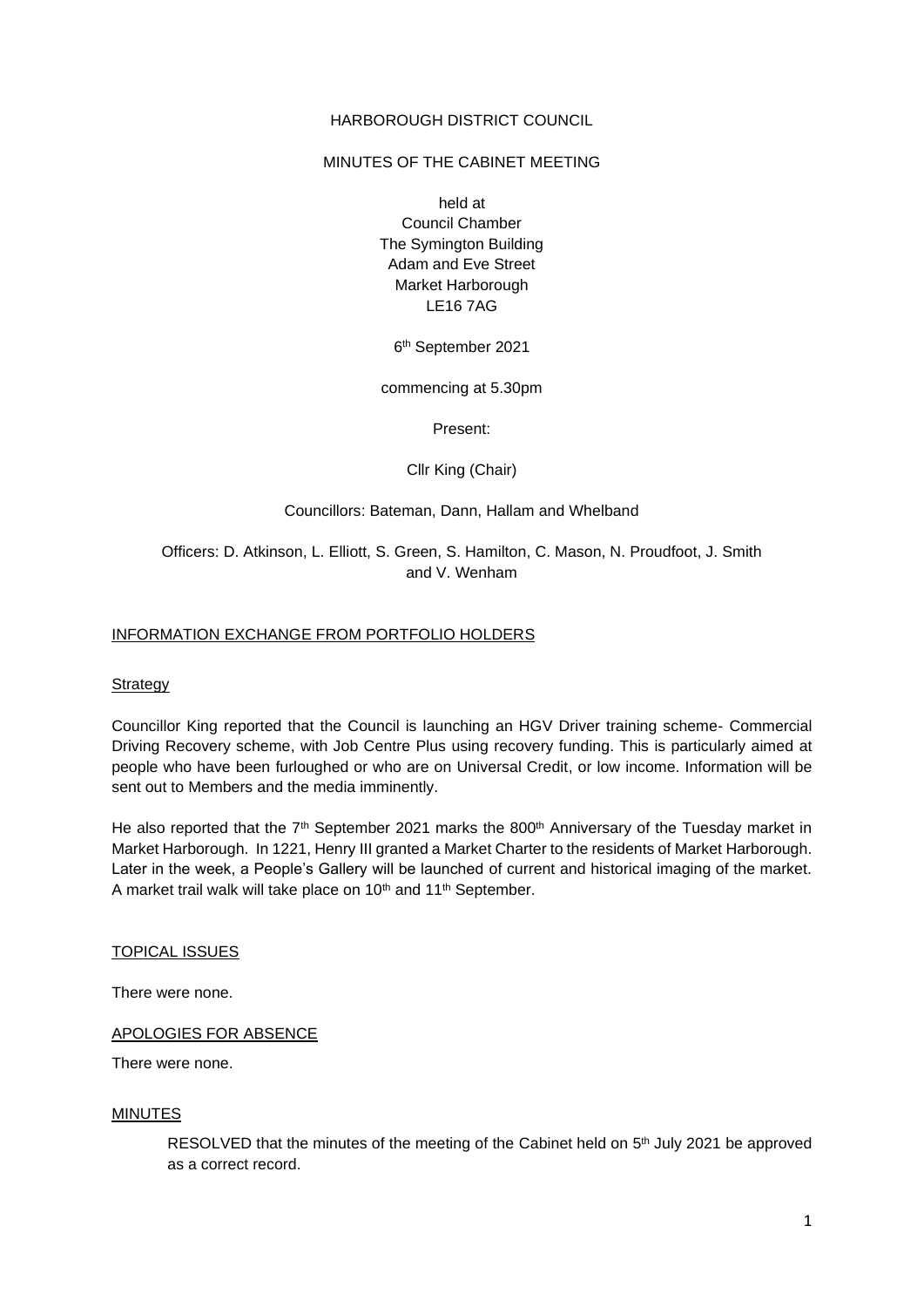HARBOROUGH DISTRICT COUNCIL

MINUTES OF THE CABINET MEETING

held at
Council Chamber
The Symington Building
Adam and Eve Street
Market Harborough
LE16 7AG

6th September 2021

commencing at 5.30pm

Present:

Cllr King (Chair)

Councillors: Bateman, Dann, Hallam and Whelband

Officers: D. Atkinson, L. Elliott, S. Green, S. Hamilton, C. Mason, N. Proudfoot, J. Smith and V. Wenham

## INFORMATION EXCHANGE FROM PORTFOLIO HOLDERS

### Strategy

Councillor King reported that the Council is launching an HGV Driver training scheme- Commercial Driving Recovery scheme, with Job Centre Plus using recovery funding. This is particularly aimed at people who have been furloughed or who are on Universal Credit, or low income. Information will be sent out to Members and the media imminently.

He also reported that the 7th September 2021 marks the 800th Anniversary of the Tuesday market in Market Harborough. In 1221, Henry III granted a Market Charter to the residents of Market Harborough. Later in the week, a People's Gallery will be launched of current and historical imaging of the market. A market trail walk will take place on 10th and 11th September.

## TOPICAL ISSUES

There were none.

## APOLOGIES FOR ABSENCE

There were none.

## MINUTES

RESOLVED that the minutes of the meeting of the Cabinet held on 5th July 2021 be approved as a correct record.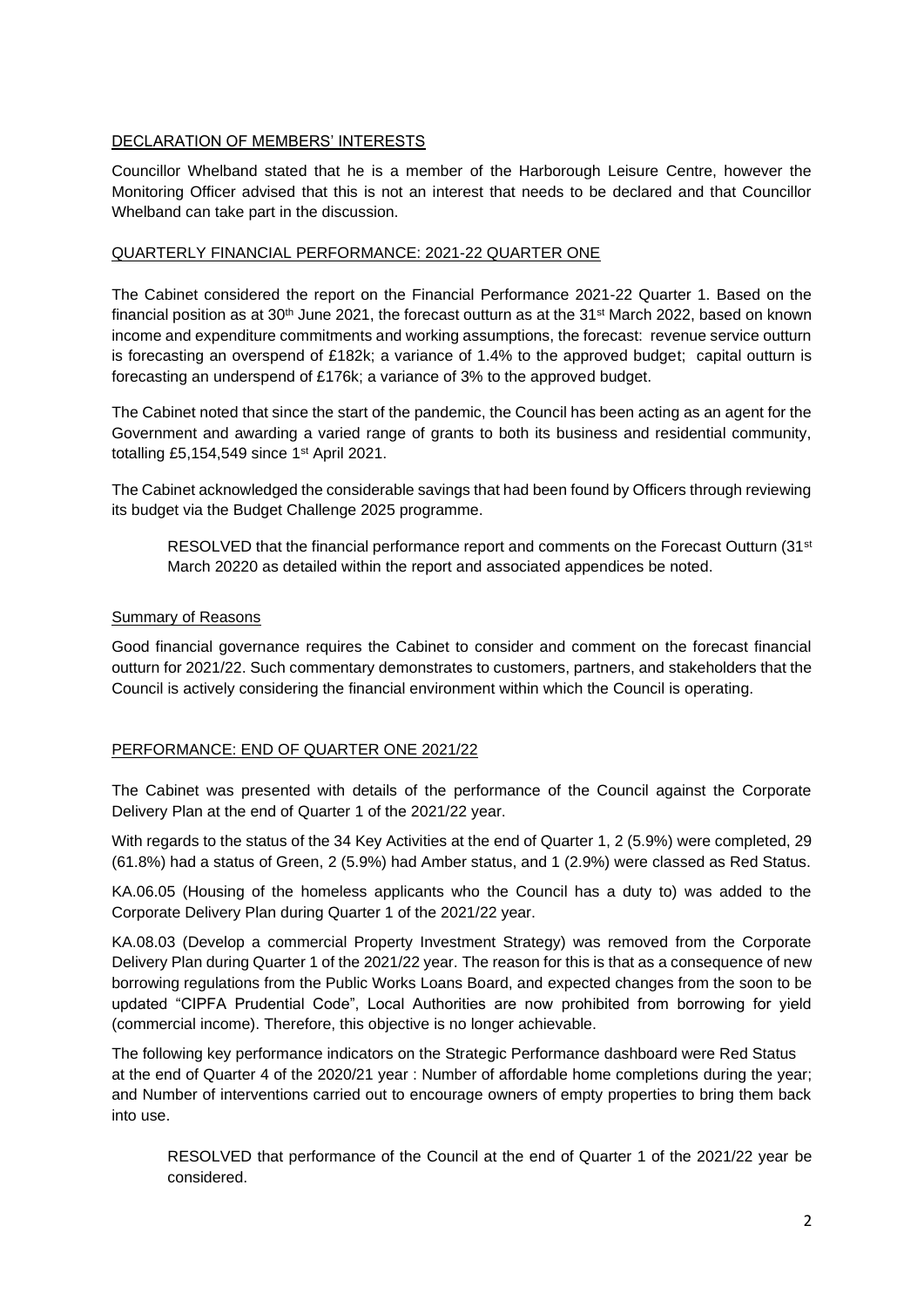## DECLARATION OF MEMBERS' INTERESTS

Councillor Whelband stated that he is a member of the Harborough Leisure Centre, however the Monitoring Officer advised that this is not an interest that needs to be declared and that Councillor Whelband can take part in the discussion.

## QUARTERLY FINANCIAL PERFORMANCE: 2021-22 QUARTER ONE

The Cabinet considered the report on the Financial Performance 2021-22 Quarter 1. Based on the financial position as at 30th June 2021, the forecast outturn as at the 31st March 2022, based on known income and expenditure commitments and working assumptions, the forecast: revenue service outturn is forecasting an overspend of £182k; a variance of 1.4% to the approved budget; capital outturn is forecasting an underspend of £176k; a variance of 3% to the approved budget.

The Cabinet noted that since the start of the pandemic, the Council has been acting as an agent for the Government and awarding a varied range of grants to both its business and residential community, totalling £5,154,549 since 1st April 2021.

The Cabinet acknowledged the considerable savings that had been found by Officers through reviewing its budget via the Budget Challenge 2025 programme.

> RESOLVED that the financial performance report and comments on the Forecast Outturn (31st March 20220 as detailed within the report and associated appendices be noted.

### Summary of Reasons

Good financial governance requires the Cabinet to consider and comment on the forecast financial outturn for 2021/22. Such commentary demonstrates to customers, partners, and stakeholders that the Council is actively considering the financial environment within which the Council is operating.

## PERFORMANCE: END OF QUARTER ONE 2021/22

The Cabinet was presented with details of the performance of the Council against the Corporate Delivery Plan at the end of Quarter 1 of the 2021/22 year.

With regards to the status of the 34 Key Activities at the end of Quarter 1, 2 (5.9%) were completed, 29 (61.8%) had a status of Green, 2 (5.9%) had Amber status, and 1 (2.9%) were classed as Red Status.

KA.06.05 (Housing of the homeless applicants who the Council has a duty to) was added to the Corporate Delivery Plan during Quarter 1 of the 2021/22 year.

KA.08.03 (Develop a commercial Property Investment Strategy) was removed from the Corporate Delivery Plan during Quarter 1 of the 2021/22 year. The reason for this is that as a consequence of new borrowing regulations from the Public Works Loans Board, and expected changes from the soon to be updated "CIPFA Prudential Code", Local Authorities are now prohibited from borrowing for yield (commercial income). Therefore, this objective is no longer achievable.

The following key performance indicators on the Strategic Performance dashboard were Red Status at the end of Quarter 4 of the 2020/21 year : Number of affordable home completions during the year; and Number of interventions carried out to encourage owners of empty properties to bring them back into use.

> RESOLVED that performance of the Council at the end of Quarter 1 of the 2021/22 year be considered.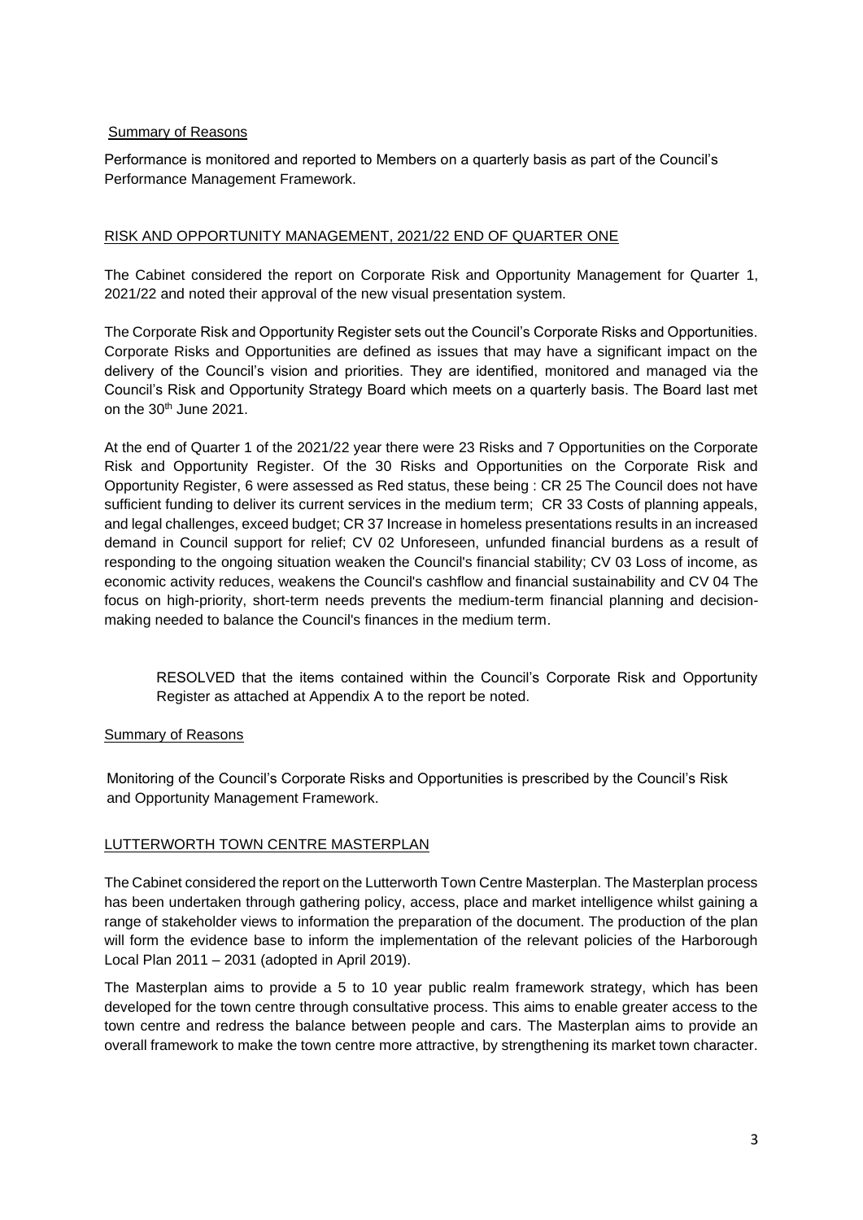Summary of Reasons

Performance is monitored and reported to Members on a quarterly basis as part of the Council's Performance Management Framework.

RISK AND OPPORTUNITY MANAGEMENT, 2021/22 END OF QUARTER ONE

The Cabinet considered the report on Corporate Risk and Opportunity Management for Quarter 1, 2021/22 and noted their approval of the new visual presentation system.

The Corporate Risk and Opportunity Register sets out the Council's Corporate Risks and Opportunities. Corporate Risks and Opportunities are defined as issues that may have a significant impact on the delivery of the Council's vision and priorities. They are identified, monitored and managed via the Council's Risk and Opportunity Strategy Board which meets on a quarterly basis. The Board last met on the 30th June 2021.

At the end of Quarter 1 of the 2021/22 year there were 23 Risks and 7 Opportunities on the Corporate Risk and Opportunity Register. Of the 30 Risks and Opportunities on the Corporate Risk and Opportunity Register, 6 were assessed as Red status, these being : CR 25 The Council does not have sufficient funding to deliver its current services in the medium term; CR 33 Costs of planning appeals, and legal challenges, exceed budget; CR 37 Increase in homeless presentations results in an increased demand in Council support for relief; CV 02 Unforeseen, unfunded financial burdens as a result of responding to the ongoing situation weaken the Council's financial stability; CV 03 Loss of income, as economic activity reduces, weakens the Council's cashflow and financial sustainability and CV 04 The focus on high-priority, short-term needs prevents the medium-term financial planning and decision-making needed to balance the Council's finances in the medium term.

> RESOLVED that the items contained within the Council's Corporate Risk and Opportunity Register as attached at Appendix A to the report be noted.

Summary of Reasons

Monitoring of the Council's Corporate Risks and Opportunities is prescribed by the Council's Risk and Opportunity Management Framework.

LUTTERWORTH TOWN CENTRE MASTERPLAN

The Cabinet considered the report on the Lutterworth Town Centre Masterplan. The Masterplan process has been undertaken through gathering policy, access, place and market intelligence whilst gaining a range of stakeholder views to information the preparation of the document. The production of the plan will form the evidence base to inform the implementation of the relevant policies of the Harborough Local Plan 2011 – 2031 (adopted in April 2019).

The Masterplan aims to provide a 5 to 10 year public realm framework strategy, which has been developed for the town centre through consultative process. This aims to enable greater access to the town centre and redress the balance between people and cars. The Masterplan aims to provide an overall framework to make the town centre more attractive, by strengthening its market town character.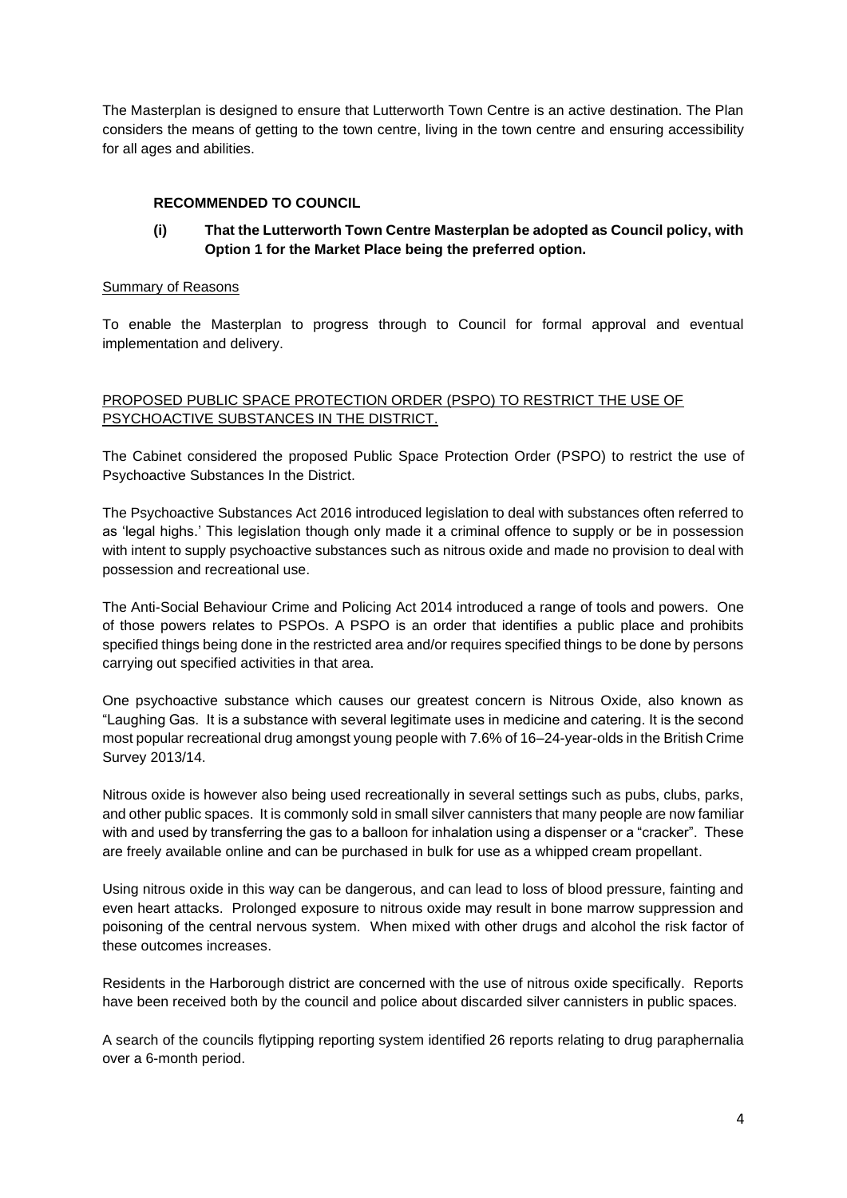The Masterplan is designed to ensure that Lutterworth Town Centre is an active destination. The Plan considers the means of getting to the town centre, living in the town centre and ensuring accessibility for all ages and abilities.

**RECOMMENDED TO COUNCIL**

**(i) That the Lutterworth Town Centre Masterplan be adopted as Council policy, with Option 1 for the Market Place being the preferred option.**

Summary of Reasons

To enable the Masterplan to progress through to Council for formal approval and eventual implementation and delivery.

PROPOSED PUBLIC SPACE PROTECTION ORDER (PSPO) TO RESTRICT THE USE OF PSYCHOACTIVE SUBSTANCES IN THE DISTRICT.

The Cabinet considered the proposed Public Space Protection Order (PSPO) to restrict the use of Psychoactive Substances In the District.

The Psychoactive Substances Act 2016 introduced legislation to deal with substances often referred to as 'legal highs.' This legislation though only made it a criminal offence to supply or be in possession with intent to supply psychoactive substances such as nitrous oxide and made no provision to deal with possession and recreational use.

The Anti-Social Behaviour Crime and Policing Act 2014 introduced a range of tools and powers. One of those powers relates to PSPOs. A PSPO is an order that identifies a public place and prohibits specified things being done in the restricted area and/or requires specified things to be done by persons carrying out specified activities in that area.

One psychoactive substance which causes our greatest concern is Nitrous Oxide, also known as "Laughing Gas. It is a substance with several legitimate uses in medicine and catering. It is the second most popular recreational drug amongst young people with 7.6% of 16–24-year-olds in the British Crime Survey 2013/14.

Nitrous oxide is however also being used recreationally in several settings such as pubs, clubs, parks, and other public spaces. It is commonly sold in small silver cannisters that many people are now familiar with and used by transferring the gas to a balloon for inhalation using a dispenser or a "cracker". These are freely available online and can be purchased in bulk for use as a whipped cream propellant.

Using nitrous oxide in this way can be dangerous, and can lead to loss of blood pressure, fainting and even heart attacks. Prolonged exposure to nitrous oxide may result in bone marrow suppression and poisoning of the central nervous system. When mixed with other drugs and alcohol the risk factor of these outcomes increases.

Residents in the Harborough district are concerned with the use of nitrous oxide specifically. Reports have been received both by the council and police about discarded silver cannisters in public spaces.

A search of the councils flytipping reporting system identified 26 reports relating to drug paraphernalia over a 6-month period.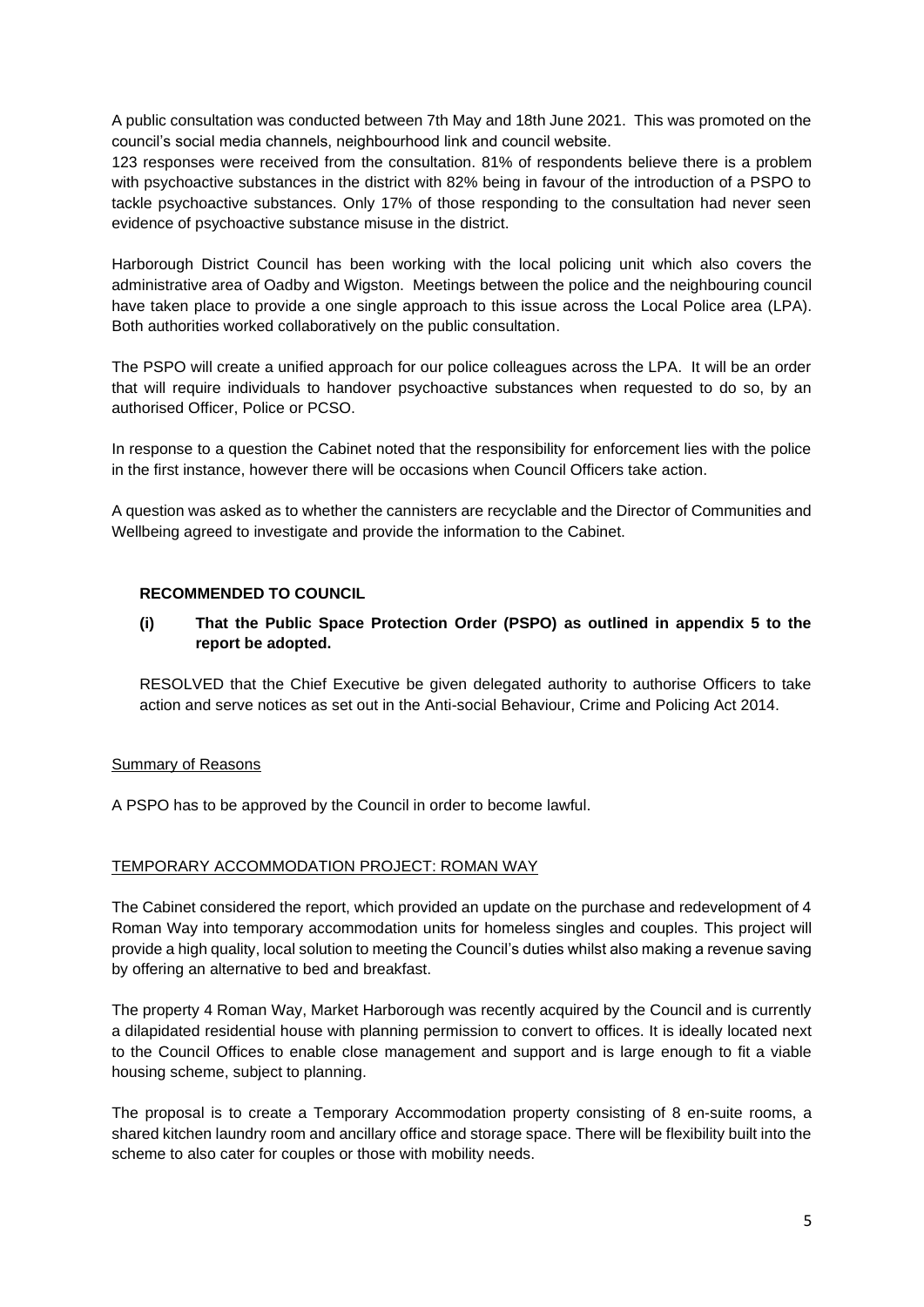A public consultation was conducted between 7th May and 18th June 2021. This was promoted on the council's social media channels, neighbourhood link and council website.
123 responses were received from the consultation. 81% of respondents believe there is a problem with psychoactive substances in the district with 82% being in favour of the introduction of a PSPO to tackle psychoactive substances. Only 17% of those responding to the consultation had never seen evidence of psychoactive substance misuse in the district.

Harborough District Council has been working with the local policing unit which also covers the administrative area of Oadby and Wigston. Meetings between the police and the neighbouring council have taken place to provide a one single approach to this issue across the Local Police area (LPA). Both authorities worked collaboratively on the public consultation.

The PSPO will create a unified approach for our police colleagues across the LPA. It will be an order that will require individuals to handover psychoactive substances when requested to do so, by an authorised Officer, Police or PCSO.

In response to a question the Cabinet noted that the responsibility for enforcement lies with the police in the first instance, however there will be occasions when Council Officers take action.

A question was asked as to whether the cannisters are recyclable and the Director of Communities and Wellbeing agreed to investigate and provide the information to the Cabinet.

**RECOMMENDED TO COUNCIL**

**(i) That the Public Space Protection Order (PSPO) as outlined in appendix 5 to the report be adopted.**

RESOLVED that the Chief Executive be given delegated authority to authorise Officers to take action and serve notices as set out in the Anti-social Behaviour, Crime and Policing Act 2014.

Summary of Reasons

A PSPO has to be approved by the Council in order to become lawful.

TEMPORARY ACCOMMODATION PROJECT: ROMAN WAY

The Cabinet considered the report, which provided an update on the purchase and redevelopment of 4 Roman Way into temporary accommodation units for homeless singles and couples. This project will provide a high quality, local solution to meeting the Council's duties whilst also making a revenue saving by offering an alternative to bed and breakfast.

The property 4 Roman Way, Market Harborough was recently acquired by the Council and is currently a dilapidated residential house with planning permission to convert to offices. It is ideally located next to the Council Offices to enable close management and support and is large enough to fit a viable housing scheme, subject to planning.

The proposal is to create a Temporary Accommodation property consisting of 8 en-suite rooms, a shared kitchen laundry room and ancillary office and storage space. There will be flexibility built into the scheme to also cater for couples or those with mobility needs.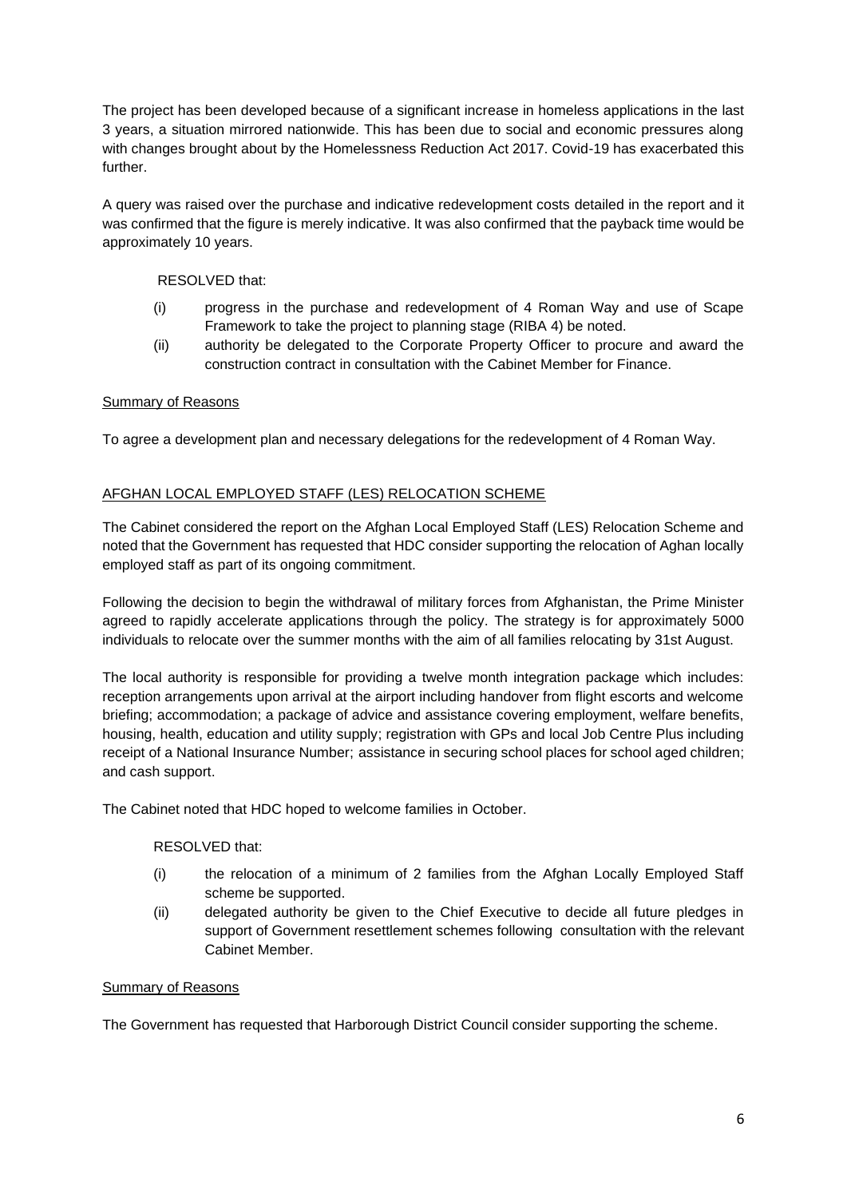The project has been developed because of a significant increase in homeless applications in the last 3 years, a situation mirrored nationwide. This has been due to social and economic pressures along with changes brought about by the Homelessness Reduction Act 2017. Covid-19 has exacerbated this further.

A query was raised over the purchase and indicative redevelopment costs detailed in the report and it was confirmed that the figure is merely indicative. It was also confirmed that the payback time would be approximately 10 years.

RESOLVED that:

(i) progress in the purchase and redevelopment of 4 Roman Way and use of Scape Framework to take the project to planning stage (RIBA 4) be noted.

(ii) authority be delegated to the Corporate Property Officer to procure and award the construction contract in consultation with the Cabinet Member for Finance.

Summary of Reasons

To agree a development plan and necessary delegations for the redevelopment of 4 Roman Way.

## AFGHAN LOCAL EMPLOYED STAFF (LES) RELOCATION SCHEME

The Cabinet considered the report on the Afghan Local Employed Staff (LES) Relocation Scheme and noted that the Government has requested that HDC consider supporting the relocation of Aghan locally employed staff as part of its ongoing commitment.

Following the decision to begin the withdrawal of military forces from Afghanistan, the Prime Minister agreed to rapidly accelerate applications through the policy. The strategy is for approximately 5000 individuals to relocate over the summer months with the aim of all families relocating by 31st August.

The local authority is responsible for providing a twelve month integration package which includes: reception arrangements upon arrival at the airport including handover from flight escorts and welcome briefing; accommodation; a package of advice and assistance covering employment, welfare benefits, housing, health, education and utility supply; registration with GPs and local Job Centre Plus including receipt of a National Insurance Number; assistance in securing school places for school aged children; and cash support.

The Cabinet noted that HDC hoped to welcome families in October.

RESOLVED that:

(i) the relocation of a minimum of 2 families from the Afghan Locally Employed Staff scheme be supported.

(ii) delegated authority be given to the Chief Executive to decide all future pledges in support of Government resettlement schemes following consultation with the relevant Cabinet Member.

Summary of Reasons

The Government has requested that Harborough District Council consider supporting the scheme.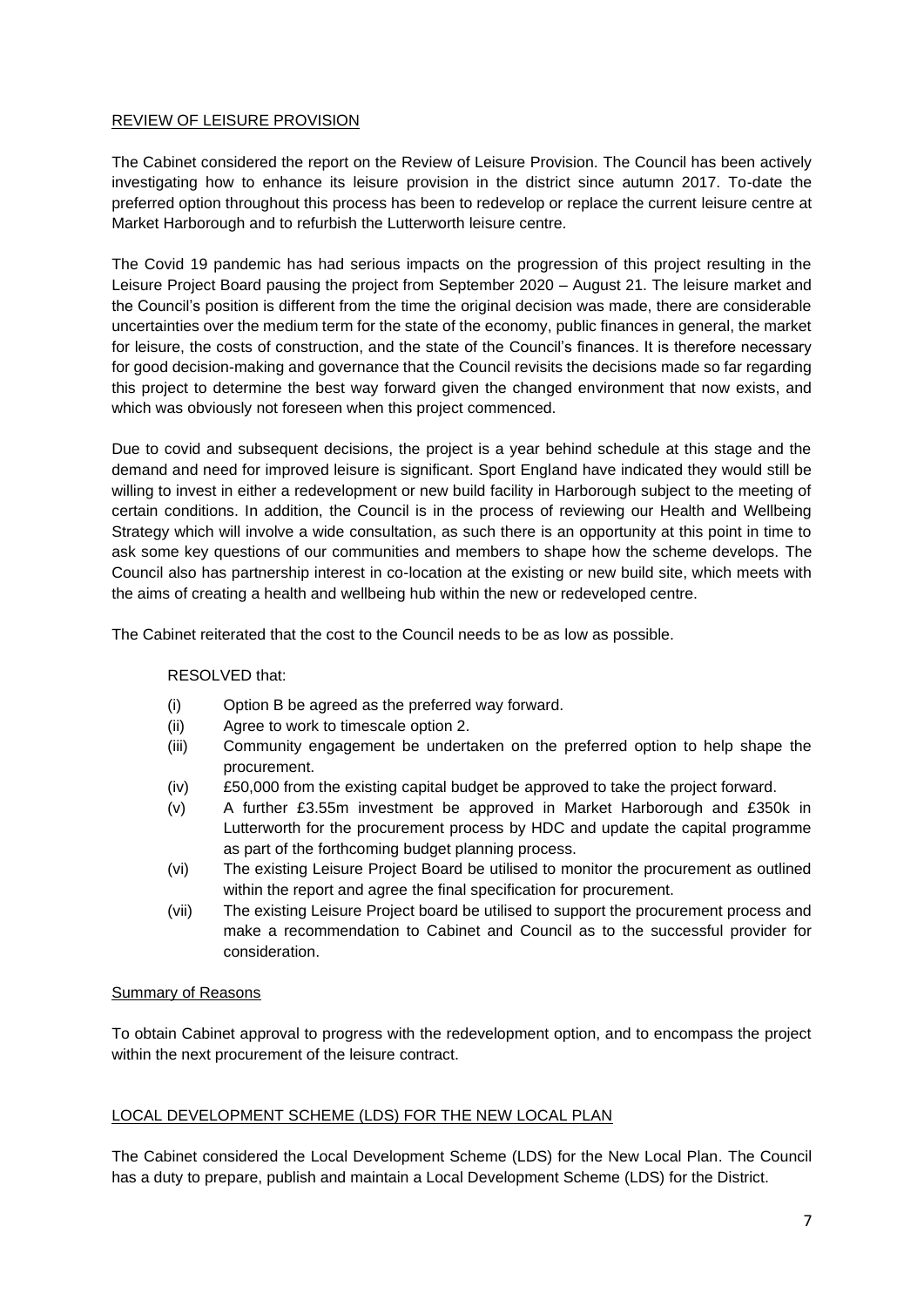## REVIEW OF LEISURE PROVISION

The Cabinet considered the report on the Review of Leisure Provision. The Council has been actively investigating how to enhance its leisure provision in the district since autumn 2017. To-date the preferred option throughout this process has been to redevelop or replace the current leisure centre at Market Harborough and to refurbish the Lutterworth leisure centre.

The Covid 19 pandemic has had serious impacts on the progression of this project resulting in the Leisure Project Board pausing the project from September 2020 – August 21. The leisure market and the Council's position is different from the time the original decision was made, there are considerable uncertainties over the medium term for the state of the economy, public finances in general, the market for leisure, the costs of construction, and the state of the Council's finances. It is therefore necessary for good decision-making and governance that the Council revisits the decisions made so far regarding this project to determine the best way forward given the changed environment that now exists, and which was obviously not foreseen when this project commenced.

Due to covid and subsequent decisions, the project is a year behind schedule at this stage and the demand and need for improved leisure is significant. Sport England have indicated they would still be willing to invest in either a redevelopment or new build facility in Harborough subject to the meeting of certain conditions. In addition, the Council is in the process of reviewing our Health and Wellbeing Strategy which will involve a wide consultation, as such there is an opportunity at this point in time to ask some key questions of our communities and members to shape how the scheme develops. The Council also has partnership interest in co-location at the existing or new build site, which meets with the aims of creating a health and wellbeing hub within the new or redeveloped centre.

The Cabinet reiterated that the cost to the Council needs to be as low as possible.

RESOLVED that:

- (i) Option B be agreed as the preferred way forward.
- (ii) Agree to work to timescale option 2.
- (iii) Community engagement be undertaken on the preferred option to help shape the procurement.
- (iv) £50,000 from the existing capital budget be approved to take the project forward.
- (v) A further £3.55m investment be approved in Market Harborough and £350k in Lutterworth for the procurement process by HDC and update the capital programme as part of the forthcoming budget planning process.
- (vi) The existing Leisure Project Board be utilised to monitor the procurement as outlined within the report and agree the final specification for procurement.
- (vii) The existing Leisure Project board be utilised to support the procurement process and make a recommendation to Cabinet and Council as to the successful provider for consideration.

### Summary of Reasons

To obtain Cabinet approval to progress with the redevelopment option, and to encompass the project within the next procurement of the leisure contract.

## LOCAL DEVELOPMENT SCHEME (LDS) FOR THE NEW LOCAL PLAN

The Cabinet considered the Local Development Scheme (LDS) for the New Local Plan. The Council has a duty to prepare, publish and maintain a Local Development Scheme (LDS) for the District.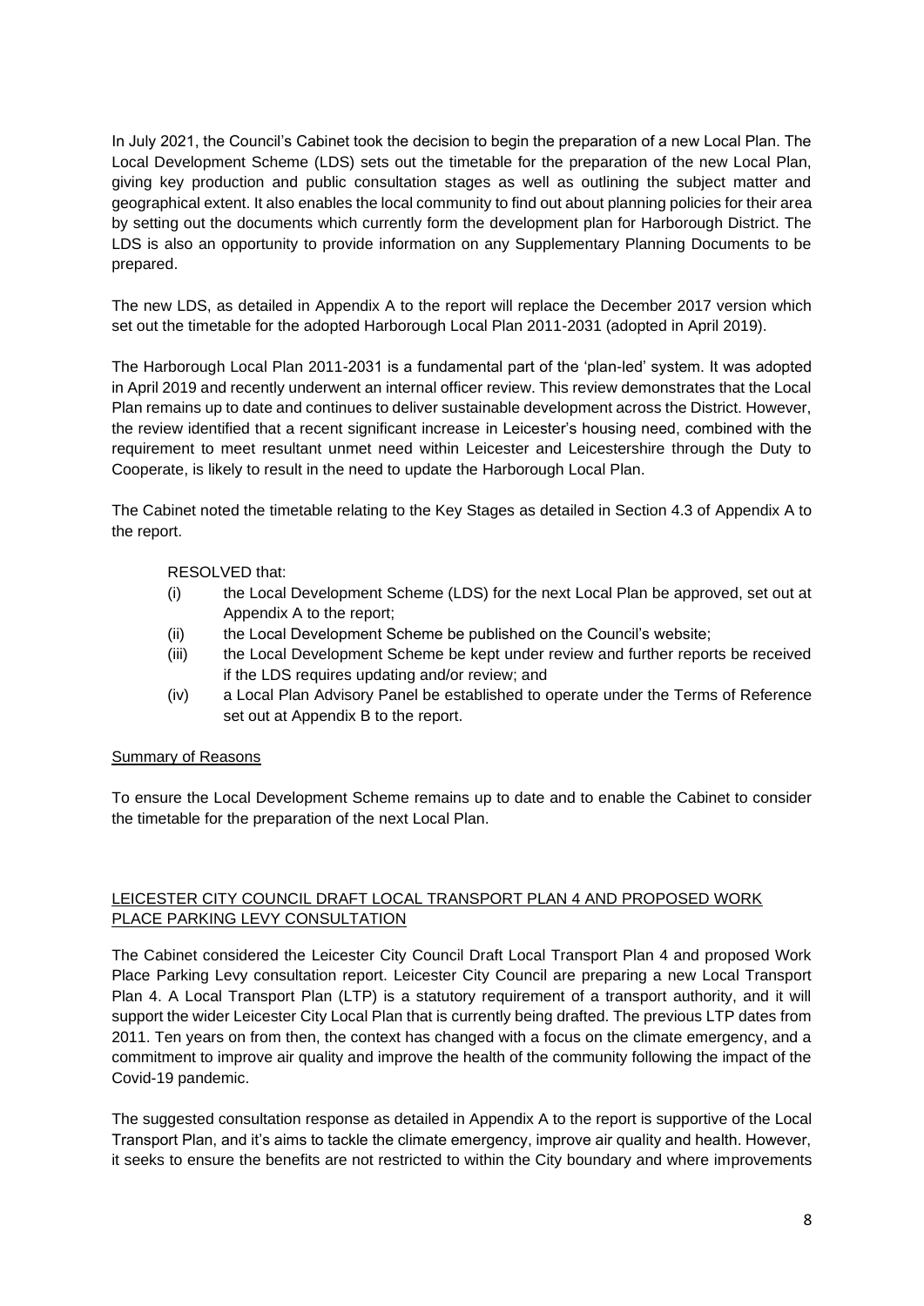In July 2021, the Council's Cabinet took the decision to begin the preparation of a new Local Plan. The Local Development Scheme (LDS) sets out the timetable for the preparation of the new Local Plan, giving key production and public consultation stages as well as outlining the subject matter and geographical extent. It also enables the local community to find out about planning policies for their area by setting out the documents which currently form the development plan for Harborough District. The LDS is also an opportunity to provide information on any Supplementary Planning Documents to be prepared.

The new LDS, as detailed in Appendix A to the report will replace the December 2017 version which set out the timetable for the adopted Harborough Local Plan 2011-2031 (adopted in April 2019).

The Harborough Local Plan 2011-2031 is a fundamental part of the 'plan-led' system. It was adopted in April 2019 and recently underwent an internal officer review. This review demonstrates that the Local Plan remains up to date and continues to deliver sustainable development across the District. However, the review identified that a recent significant increase in Leicester's housing need, combined with the requirement to meet resultant unmet need within Leicester and Leicestershire through the Duty to Cooperate, is likely to result in the need to update the Harborough Local Plan.

The Cabinet noted the timetable relating to the Key Stages as detailed in Section 4.3 of Appendix A to the report.

RESOLVED that:

- (i) the Local Development Scheme (LDS) for the next Local Plan be approved, set out at Appendix A to the report;
- (ii) the Local Development Scheme be published on the Council's website;
- (iii) the Local Development Scheme be kept under review and further reports be received if the LDS requires updating and/or review; and
- (iv) a Local Plan Advisory Panel be established to operate under the Terms of Reference set out at Appendix B to the report.

<u>Summary of Reasons</u>

To ensure the Local Development Scheme remains up to date and to enable the Cabinet to consider the timetable for the preparation of the next Local Plan.

<u>LEICESTER CITY COUNCIL DRAFT LOCAL TRANSPORT PLAN 4 AND PROPOSED WORK PLACE PARKING LEVY CONSULTATION</u>

The Cabinet considered the Leicester City Council Draft Local Transport Plan 4 and proposed Work Place Parking Levy consultation report. Leicester City Council are preparing a new Local Transport Plan 4. A Local Transport Plan (LTP) is a statutory requirement of a transport authority, and it will support the wider Leicester City Local Plan that is currently being drafted. The previous LTP dates from 2011. Ten years on from then, the context has changed with a focus on the climate emergency, and a commitment to improve air quality and improve the health of the community following the impact of the Covid-19 pandemic.

The suggested consultation response as detailed in Appendix A to the report is supportive of the Local Transport Plan, and it's aims to tackle the climate emergency, improve air quality and health. However, it seeks to ensure the benefits are not restricted to within the City boundary and where improvements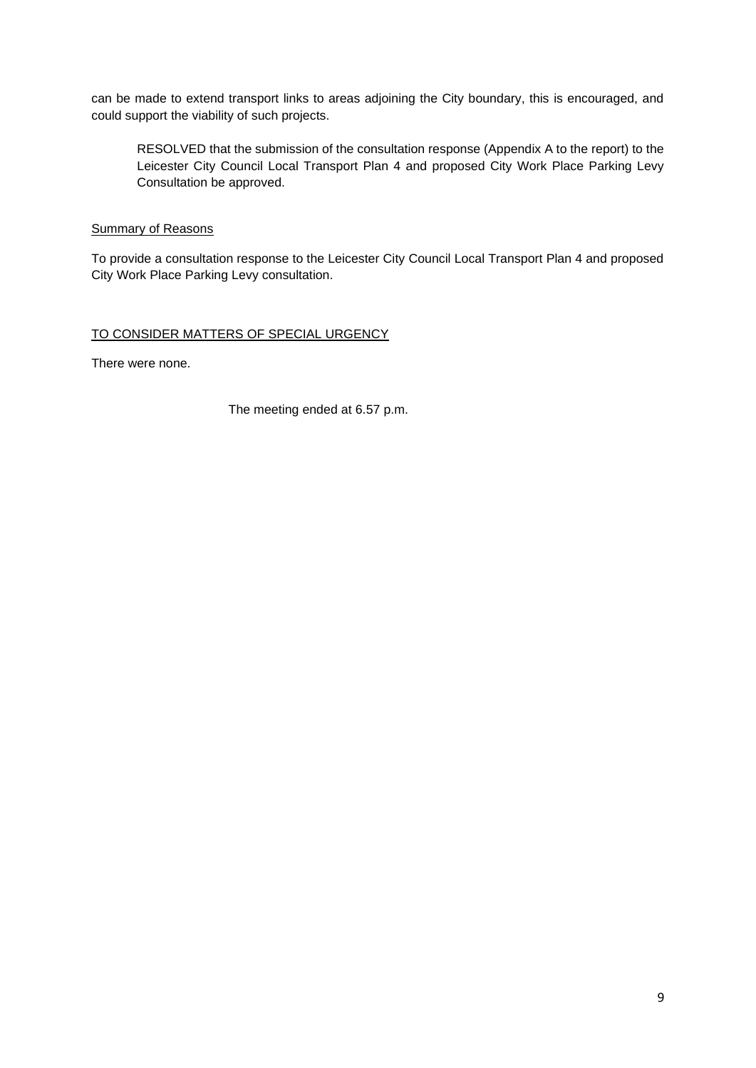can be made to extend transport links to areas adjoining the City boundary, this is encouraged, and could support the viability of such projects.

> RESOLVED that the submission of the consultation response (Appendix A to the report) to the Leicester City Council Local Transport Plan 4 and proposed City Work Place Parking Levy Consultation be approved.

Summary of Reasons

To provide a consultation response to the Leicester City Council Local Transport Plan 4 and proposed City Work Place Parking Levy consultation.

## TO CONSIDER MATTERS OF SPECIAL URGENCY

There were none.

The meeting ended at 6.57 p.m.